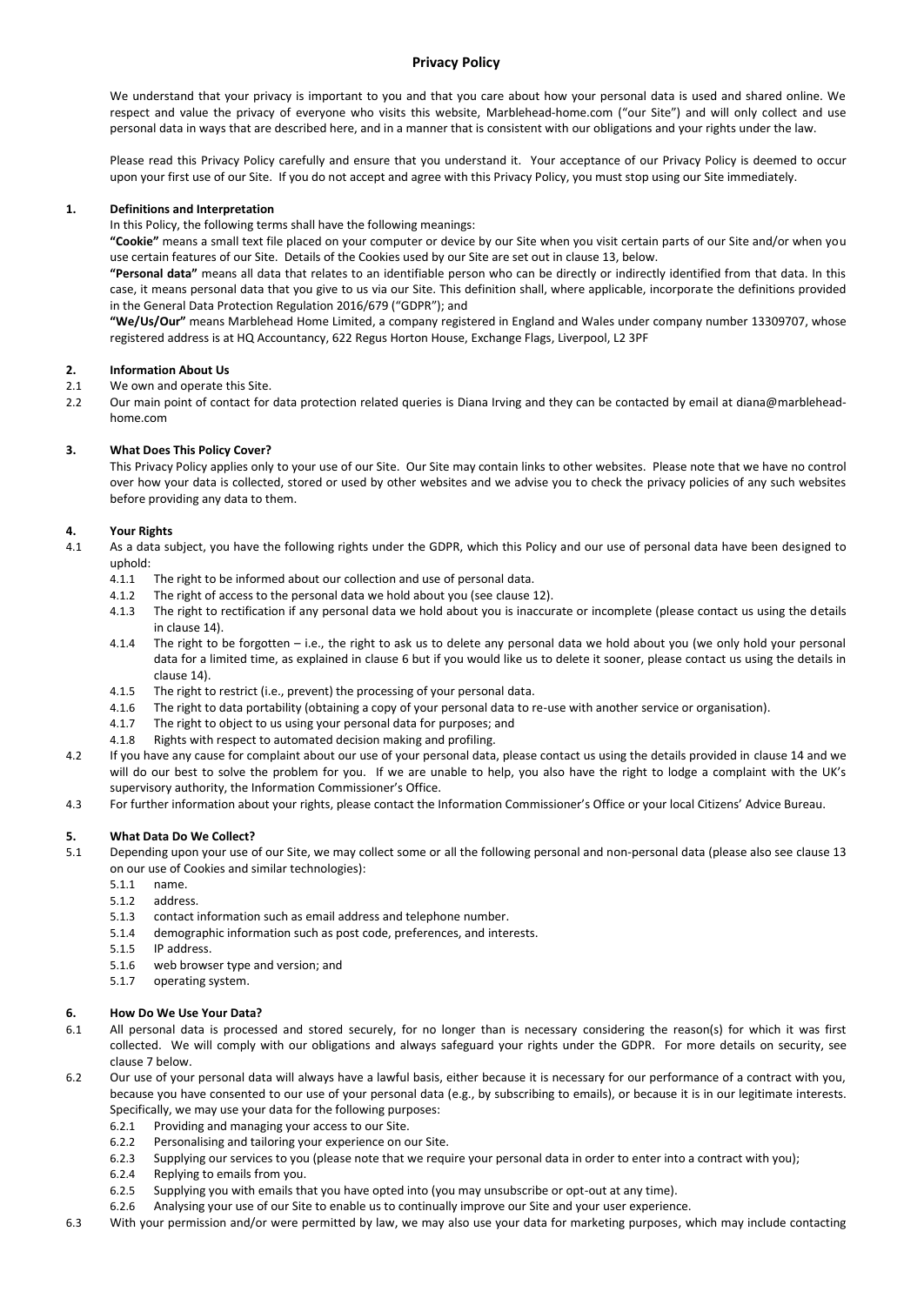# Privacy Policy

We understand that your privacy is important to you and that you care about how your personal data is used and shared online. We respect and value the privacy of everyone who visits this website, Marblehead-home.com ("our Site") and will only collect and use personal data in ways that are described here, and in a manner that is consistent with our obligations and your rights under the law.

Please read this Privacy Policy carefully and ensure that you understand it. Your acceptance of our Privacy Policy is deemed to occur upon your first use of our Site. If you do not accept and agree with this Privacy Policy, you must stop using our Site immediately.

## 1. Definitions and Interpretation

In this Policy, the following terms shall have the following meanings:

**"Cookie"** means a small text file placed on your computer or device by our Site when you visit certain parts of our Site and/or when you use certain features of our Site. Details of the Cookies used by our Site are set out in clause 13, below.

**"Personal data"** means all data that relates to an identifiable person who can be directly or indirectly identified from that data. In this case, it means personal data that you give to us via our Site. This definition shall, where applicable, incorporate the definitions provided in the General Data Protection Regulation 2016/679 ("GDPR"); and

**"We/Us/Our"** means Marblehead Home Limited, a company registered in England and Wales under company number 13309707, whose registered address is at HQ Accountancy, 622 Regus Horton House, Exchange Flags, Liverpool, L2 3PF

## 2. Information About Us

2.1 We own and operate this Site.

2.2 Our main point of contact for data protection related queries is Diana Irving and they can be contacted by email at diana@marblehead-home.com

## 3. What Does This Policy Cover?

This Privacy Policy applies only to your use of our Site. Our Site may contain links to other websites. Please note that we have no control over how your data is collected, stored or used by other websites and we advise you to check the privacy policies of any such websites before providing any data to them.

## 4. Your Rights

4.1 As a data subject, you have the following rights under the GDPR, which this Policy and our use of personal data have been designed to uphold:

- 4.1.1 The right to be informed about our collection and use of personal data.
- 4.1.2 The right of access to the personal data we hold about you (see clause 12).
- 4.1.3 The right to rectification if any personal data we hold about you is inaccurate or incomplete (please contact us using the details in clause 14).
- 4.1.4 The right to be forgotten – i.e., the right to ask us to delete any personal data we hold about you (we only hold your personal data for a limited time, as explained in clause 6 but if you would like us to delete it sooner, please contact us using the details in clause 14).
- 4.1.5 The right to restrict (i.e., prevent) the processing of your personal data.
- 4.1.6 The right to data portability (obtaining a copy of your personal data to re-use with another service or organisation).
- 4.1.7 The right to object to us using your personal data for purposes; and
- 4.1.8 Rights with respect to automated decision making and profiling.

4.2 If you have any cause for complaint about our use of your personal data, please contact us using the details provided in clause 14 and we will do our best to solve the problem for you. If we are unable to help, you also have the right to lodge a complaint with the UK's supervisory authority, the Information Commissioner's Office.

4.3 For further information about your rights, please contact the Information Commissioner's Office or your local Citizens' Advice Bureau.

## 5. What Data Do We Collect?

5.1 Depending upon your use of our Site, we may collect some or all the following personal and non-personal data (please also see clause 13 on our use of Cookies and similar technologies):

- 5.1.1 name.
- 5.1.2 address.
- 5.1.3 contact information such as email address and telephone number.
- 5.1.4 demographic information such as post code, preferences, and interests.
- 5.1.5 IP address.
- 5.1.6 web browser type and version; and
- 5.1.7 operating system.

## 6. How Do We Use Your Data?

6.1 All personal data is processed and stored securely, for no longer than is necessary considering the reason(s) for which it was first collected. We will comply with our obligations and always safeguard your rights under the GDPR. For more details on security, see clause 7 below.

6.2 Our use of your personal data will always have a lawful basis, either because it is necessary for our performance of a contract with you, because you have consented to our use of your personal data (e.g., by subscribing to emails), or because it is in our legitimate interests. Specifically, we may use your data for the following purposes:

- 6.2.1 Providing and managing your access to our Site.
- 6.2.2 Personalising and tailoring your experience on our Site.
- 6.2.3 Supplying our services to you (please note that we require your personal data in order to enter into a contract with you);
- 6.2.4 Replying to emails from you.
- 6.2.5 Supplying you with emails that you have opted into (you may unsubscribe or opt-out at any time).
- 6.2.6 Analysing your use of our Site to enable us to continually improve our Site and your user experience.

6.3 With your permission and/or were permitted by law, we may also use your data for marketing purposes, which may include contacting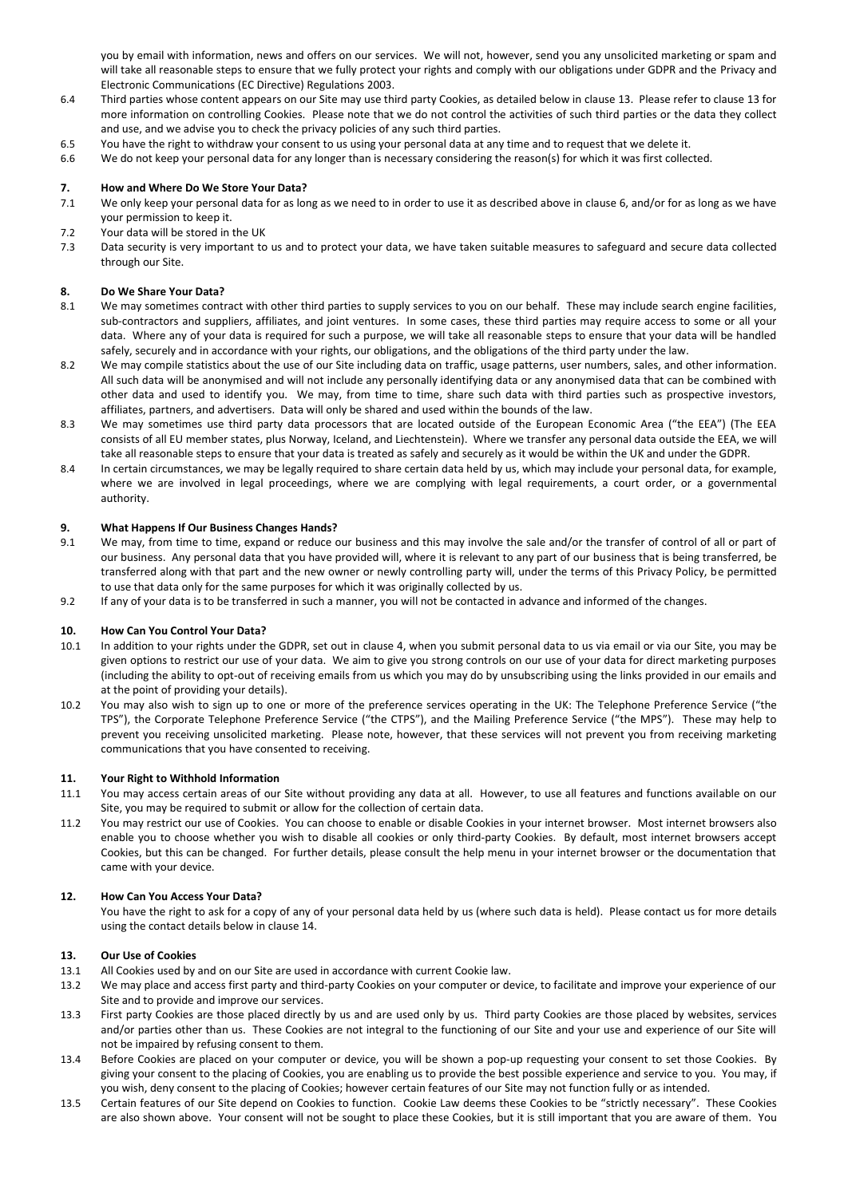you by email with information, news and offers on our services. We will not, however, send you any unsolicited marketing or spam and will take all reasonable steps to ensure that we fully protect your rights and comply with our obligations under GDPR and the Privacy and Electronic Communications (EC Directive) Regulations 2003.

6.4 Third parties whose content appears on our Site may use third party Cookies, as detailed below in clause 13. Please refer to clause 13 for more information on controlling Cookies. Please note that we do not control the activities of such third parties or the data they collect and use, and we advise you to check the privacy policies of any such third parties.

6.5 You have the right to withdraw your consent to us using your personal data at any time and to request that we delete it.

6.6 We do not keep your personal data for any longer than is necessary considering the reason(s) for which it was first collected.

**7. How and Where Do We Store Your Data?**

7.1 We only keep your personal data for as long as we need to in order to use it as described above in clause 6, and/or for as long as we have your permission to keep it.

7.2 Your data will be stored in the UK

7.3 Data security is very important to us and to protect your data, we have taken suitable measures to safeguard and secure data collected through our Site.

**8. Do We Share Your Data?**

8.1 We may sometimes contract with other third parties to supply services to you on our behalf. These may include search engine facilities, sub-contractors and suppliers, affiliates, and joint ventures. In some cases, these third parties may require access to some or all your data. Where any of your data is required for such a purpose, we will take all reasonable steps to ensure that your data will be handled safely, securely and in accordance with your rights, our obligations, and the obligations of the third party under the law.

8.2 We may compile statistics about the use of our Site including data on traffic, usage patterns, user numbers, sales, and other information. All such data will be anonymised and will not include any personally identifying data or any anonymised data that can be combined with other data and used to identify you. We may, from time to time, share such data with third parties such as prospective investors, affiliates, partners, and advertisers. Data will only be shared and used within the bounds of the law.

8.3 We may sometimes use third party data processors that are located outside of the European Economic Area ("the EEA") (The EEA consists of all EU member states, plus Norway, Iceland, and Liechtenstein). Where we transfer any personal data outside the EEA, we will take all reasonable steps to ensure that your data is treated as safely and securely as it would be within the UK and under the GDPR.

8.4 In certain circumstances, we may be legally required to share certain data held by us, which may include your personal data, for example, where we are involved in legal proceedings, where we are complying with legal requirements, a court order, or a governmental authority.

**9. What Happens If Our Business Changes Hands?**

9.1 We may, from time to time, expand or reduce our business and this may involve the sale and/or the transfer of control of all or part of our business. Any personal data that you have provided will, where it is relevant to any part of our business that is being transferred, be transferred along with that part and the new owner or newly controlling party will, under the terms of this Privacy Policy, be permitted to use that data only for the same purposes for which it was originally collected by us.

9.2 If any of your data is to be transferred in such a manner, you will not be contacted in advance and informed of the changes.

**10. How Can You Control Your Data?**

10.1 In addition to your rights under the GDPR, set out in clause 4, when you submit personal data to us via email or via our Site, you may be given options to restrict our use of your data. We aim to give you strong controls on our use of your data for direct marketing purposes (including the ability to opt-out of receiving emails from us which you may do by unsubscribing using the links provided in our emails and at the point of providing your details).

10.2 You may also wish to sign up to one or more of the preference services operating in the UK: The Telephone Preference Service ("the TPS"), the Corporate Telephone Preference Service ("the CTPS"), and the Mailing Preference Service ("the MPS"). These may help to prevent you receiving unsolicited marketing. Please note, however, that these services will not prevent you from receiving marketing communications that you have consented to receiving.

**11. Your Right to Withhold Information**

11.1 You may access certain areas of our Site without providing any data at all. However, to use all features and functions available on our Site, you may be required to submit or allow for the collection of certain data.

11.2 You may restrict our use of Cookies. You can choose to enable or disable Cookies in your internet browser. Most internet browsers also enable you to choose whether you wish to disable all cookies or only third-party Cookies. By default, most internet browsers accept Cookies, but this can be changed. For further details, please consult the help menu in your internet browser or the documentation that came with your device.

**12. How Can You Access Your Data?**

You have the right to ask for a copy of any of your personal data held by us (where such data is held). Please contact us for more details using the contact details below in clause 14.

**13. Our Use of Cookies**

13.1 All Cookies used by and on our Site are used in accordance with current Cookie law.

13.2 We may place and access first party and third-party Cookies on your computer or device, to facilitate and improve your experience of our Site and to provide and improve our services.

13.3 First party Cookies are those placed directly by us and are used only by us. Third party Cookies are those placed by websites, services and/or parties other than us. These Cookies are not integral to the functioning of our Site and your use and experience of our Site will not be impaired by refusing consent to them.

13.4 Before Cookies are placed on your computer or device, you will be shown a pop-up requesting your consent to set those Cookies. By giving your consent to the placing of Cookies, you are enabling us to provide the best possible experience and service to you. You may, if you wish, deny consent to the placing of Cookies; however certain features of our Site may not function fully or as intended.

13.5 Certain features of our Site depend on Cookies to function. Cookie Law deems these Cookies to be "strictly necessary". These Cookies are also shown above. Your consent will not be sought to place these Cookies, but it is still important that you are aware of them. You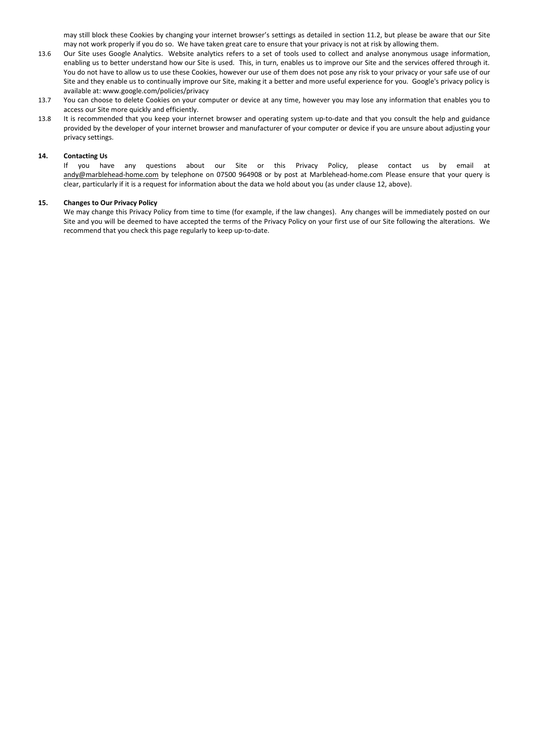may still block these Cookies by changing your internet browser's settings as detailed in section 11.2, but please be aware that our Site may not work properly if you do so. We have taken great care to ensure that your privacy is not at risk by allowing them.

13.6 Our Site uses Google Analytics. Website analytics refers to a set of tools used to collect and analyse anonymous usage information, enabling us to better understand how our Site is used. This, in turn, enables us to improve our Site and the services offered through it. You do not have to allow us to use these Cookies, however our use of them does not pose any risk to your privacy or your safe use of our Site and they enable us to continually improve our Site, making it a better and more useful experience for you. Google's privacy policy is available at: www.google.com/policies/privacy

13.7 You can choose to delete Cookies on your computer or device at any time, however you may lose any information that enables you to access our Site more quickly and efficiently.

13.8 It is recommended that you keep your internet browser and operating system up-to-date and that you consult the help and guidance provided by the developer of your internet browser and manufacturer of your computer or device if you are unsure about adjusting your privacy settings.

**14. Contacting Us**

If you have any questions about our Site or this Privacy Policy, please contact us by email at andy@marblehead-home.com by telephone on 07500 964908 or by post at Marblehead-home.com Please ensure that your query is clear, particularly if it is a request for information about the data we hold about you (as under clause 12, above).

**15. Changes to Our Privacy Policy**

We may change this Privacy Policy from time to time (for example, if the law changes). Any changes will be immediately posted on our Site and you will be deemed to have accepted the terms of the Privacy Policy on your first use of our Site following the alterations. We recommend that you check this page regularly to keep up-to-date.